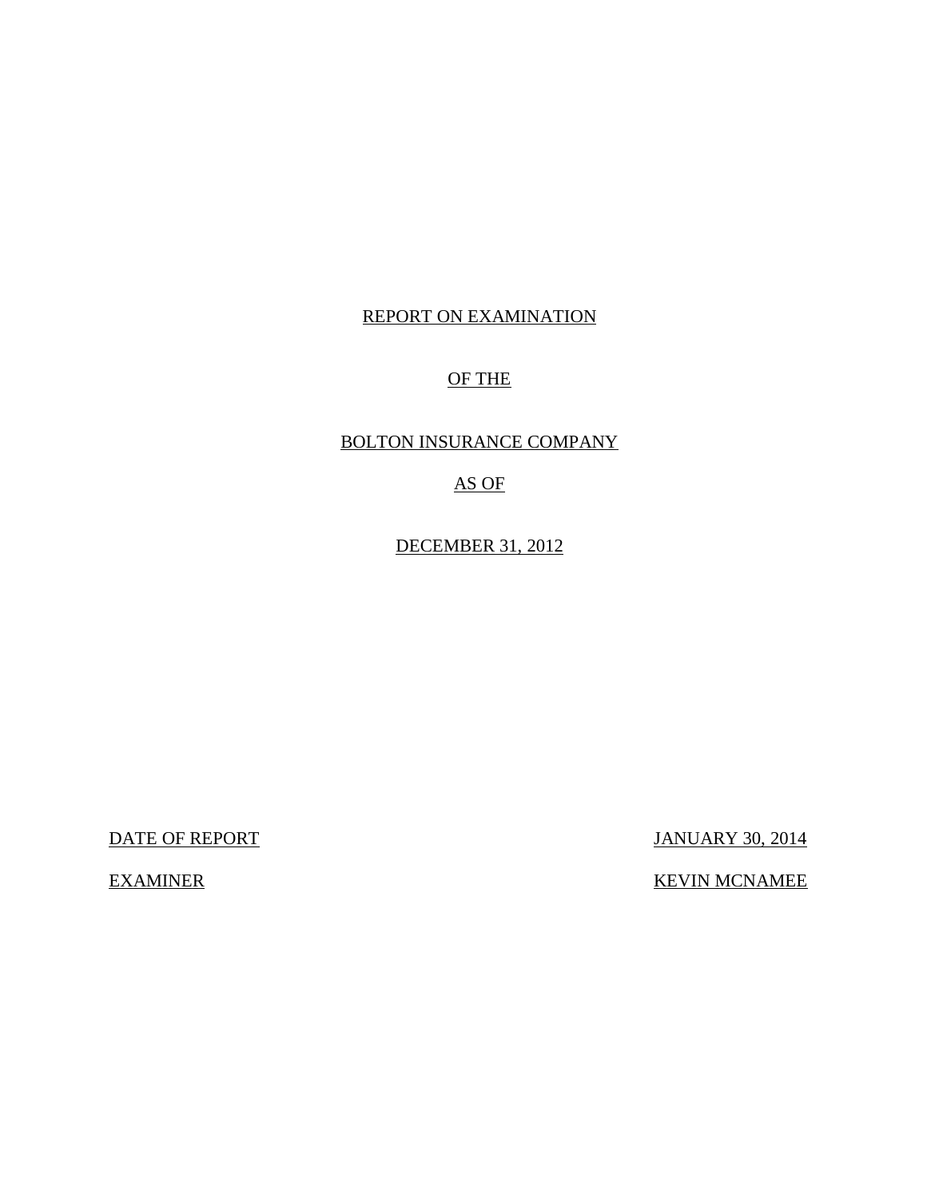REPORT ON EXAMINATION

OF THE

BOLTON INSURANCE COMPANY

AS OF

DECEMBER 31, 2012

| | |
|---|---|
| DATE OF REPORT | JANUARY 30, 2014 |
| EXAMINER | KEVIN MCNAMEE |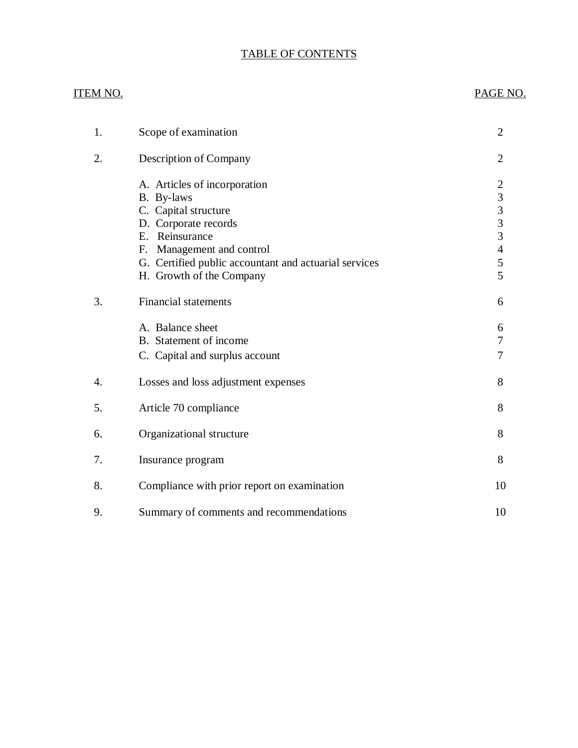# TABLE OF CONTENTS

| ITEM NO. | | PAGE NO. |
|---|---|---|
| 1. | Scope of examination | 2 |
| 2. | Description of Company | 2 |
| | A. Articles of incorporation | 2 |
| | B. By-laws | 3 |
| | C. Capital structure | 3 |
| | D. Corporate records | 3 |
| | E. Reinsurance | 3 |
| | F. Management and control | 4 |
| | G. Certified public accountant and actuarial services | 5 |
| | H. Growth of the Company | 5 |
| 3. | Financial statements | 6 |
| | A. Balance sheet | 6 |
| | B. Statement of income | 7 |
| | C. Capital and surplus account | 7 |
| 4. | Losses and loss adjustment expenses | 8 |
| 5. | Article 70 compliance | 8 |
| 6. | Organizational structure | 8 |
| 7. | Insurance program | 8 |
| 8. | Compliance with prior report on examination | 10 |
| 9. | Summary of comments and recommendations | 10 |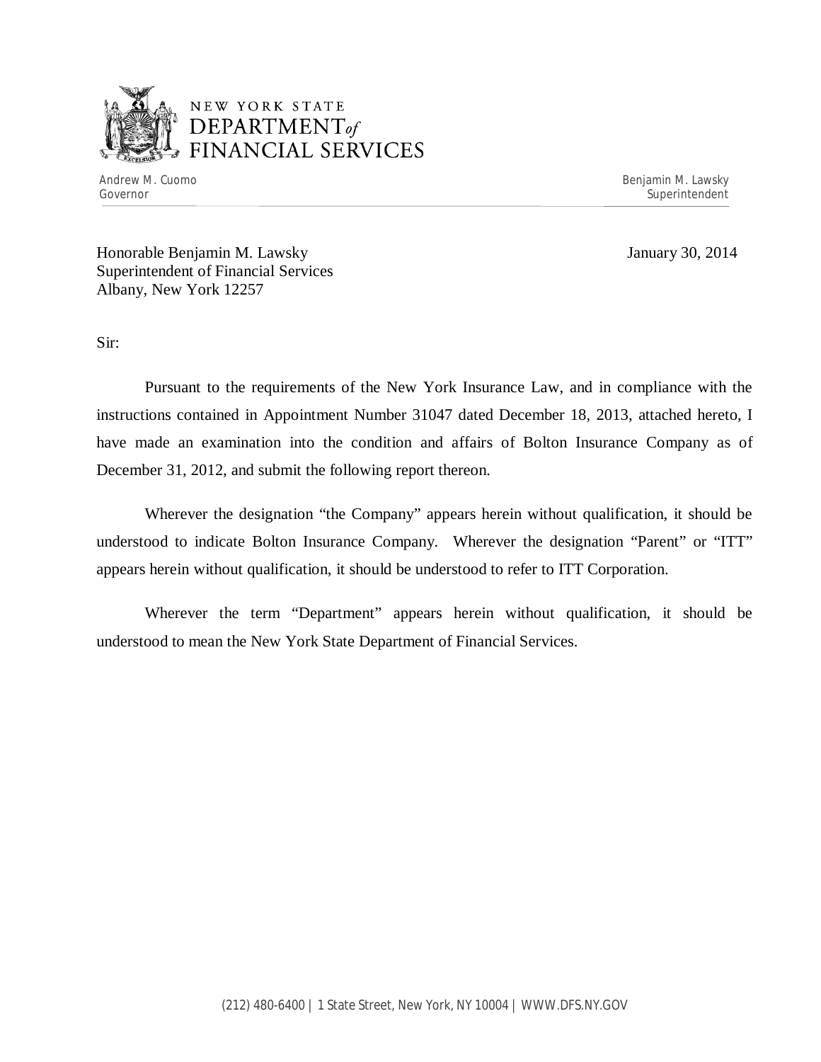NEW YORK STATE
DEPARTMENT *of*
FINANCIAL SERVICES

Andrew M. Cuomo
Governor

Benjamin M. Lawsky
Superintendent

Honorable Benjamin M. Lawsky
Superintendent of Financial Services
Albany, New York 12257

January 30, 2014

Sir:

Pursuant to the requirements of the New York Insurance Law, and in compliance with the instructions contained in Appointment Number 31047 dated December 18, 2013, attached hereto, I have made an examination into the condition and affairs of Bolton Insurance Company as of December 31, 2012, and submit the following report thereon.

Wherever the designation "the Company" appears herein without qualification, it should be understood to indicate Bolton Insurance Company. Wherever the designation "Parent" or "ITT" appears herein without qualification, it should be understood to refer to ITT Corporation.

Wherever the term "Department" appears herein without qualification, it should be understood to mean the New York State Department of Financial Services.

(212) 480-6400 | 1 State Street, New York, NY 10004 | WWW.DFS.NY.GOV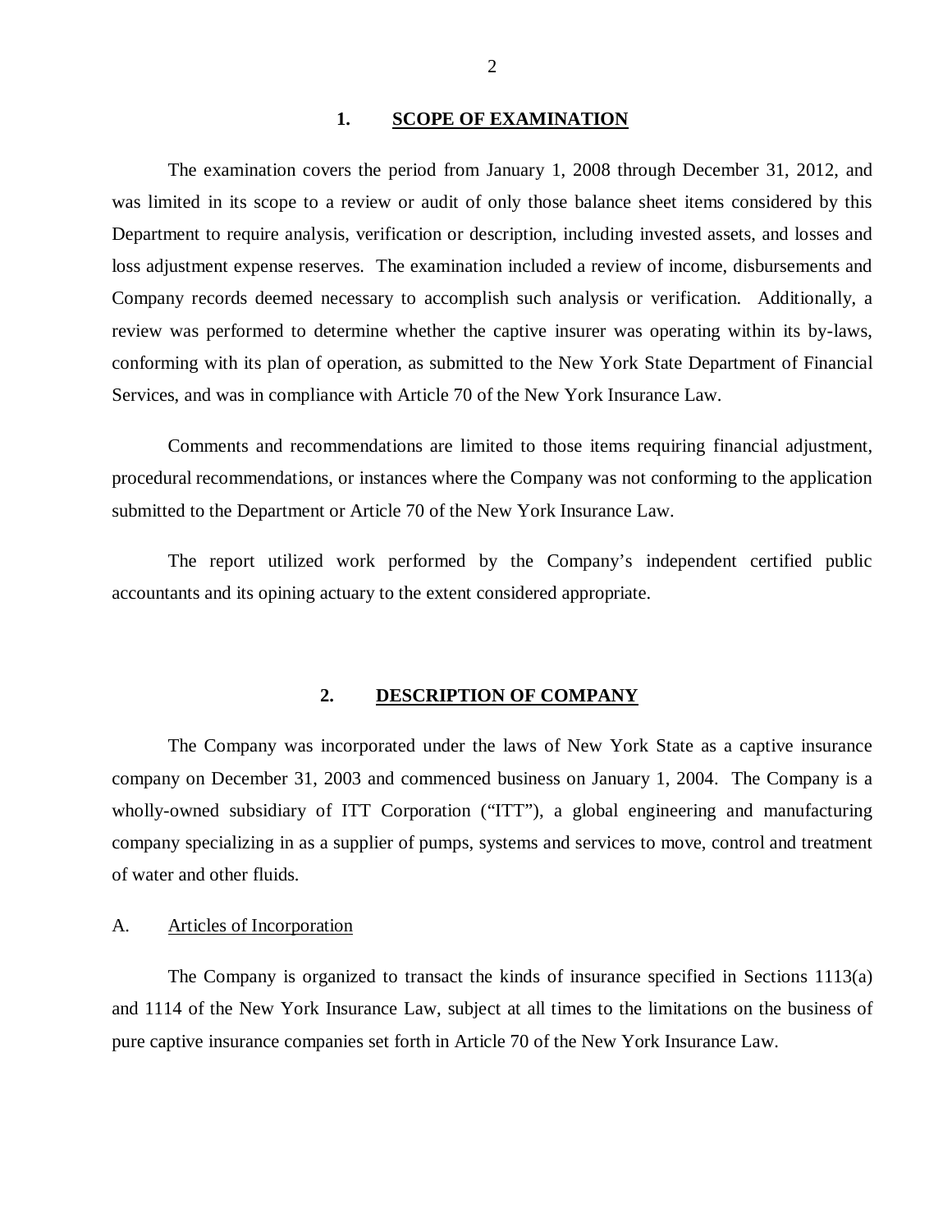## 1. SCOPE OF EXAMINATION

The examination covers the period from January 1, 2008 through December 31, 2012, and was limited in its scope to a review or audit of only those balance sheet items considered by this Department to require analysis, verification or description, including invested assets, and losses and loss adjustment expense reserves. The examination included a review of income, disbursements and Company records deemed necessary to accomplish such analysis or verification. Additionally, a review was performed to determine whether the captive insurer was operating within its by-laws, conforming with its plan of operation, as submitted to the New York State Department of Financial Services, and was in compliance with Article 70 of the New York Insurance Law.

Comments and recommendations are limited to those items requiring financial adjustment, procedural recommendations, or instances where the Company was not conforming to the application submitted to the Department or Article 70 of the New York Insurance Law.

The report utilized work performed by the Company's independent certified public accountants and its opining actuary to the extent considered appropriate.

## 2. DESCRIPTION OF COMPANY

The Company was incorporated under the laws of New York State as a captive insurance company on December 31, 2003 and commenced business on January 1, 2004. The Company is a wholly-owned subsidiary of ITT Corporation ("ITT"), a global engineering and manufacturing company specializing in as a supplier of pumps, systems and services to move, control and treatment of water and other fluids.

### A. Articles of Incorporation

The Company is organized to transact the kinds of insurance specified in Sections 1113(a) and 1114 of the New York Insurance Law, subject at all times to the limitations on the business of pure captive insurance companies set forth in Article 70 of the New York Insurance Law.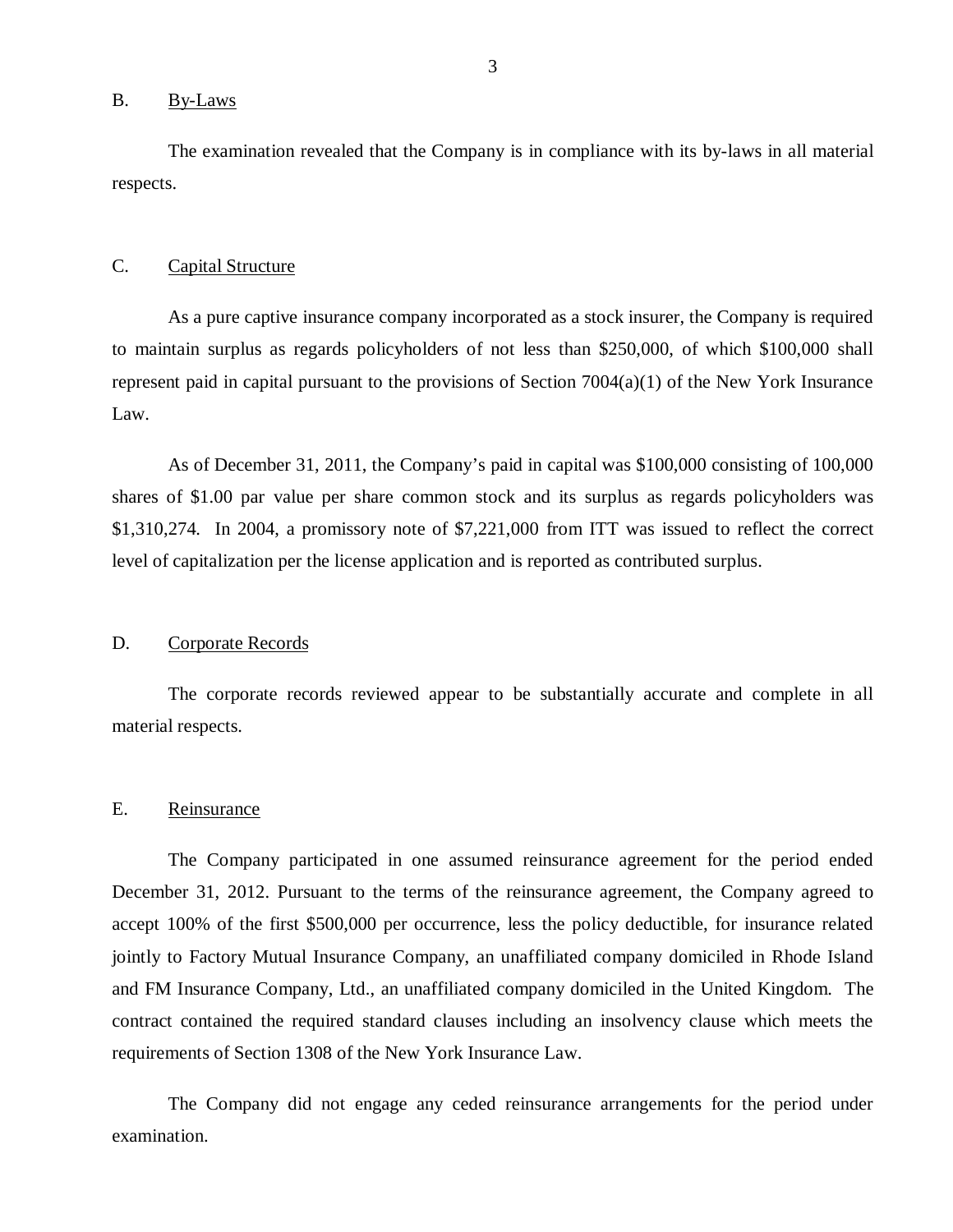## B. By-Laws

The examination revealed that the Company is in compliance with its by-laws in all material respects.

## C. Capital Structure

As a pure captive insurance company incorporated as a stock insurer, the Company is required to maintain surplus as regards policyholders of not less than $250,000, of which $100,000 shall represent paid in capital pursuant to the provisions of Section 7004(a)(1) of the New York Insurance Law.

As of December 31, 2011, the Company's paid in capital was $100,000 consisting of 100,000 shares of $1.00 par value per share common stock and its surplus as regards policyholders was $1,310,274. In 2004, a promissory note of $7,221,000 from ITT was issued to reflect the correct level of capitalization per the license application and is reported as contributed surplus.

## D. Corporate Records

The corporate records reviewed appear to be substantially accurate and complete in all material respects.

## E. Reinsurance

The Company participated in one assumed reinsurance agreement for the period ended December 31, 2012. Pursuant to the terms of the reinsurance agreement, the Company agreed to accept 100% of the first $500,000 per occurrence, less the policy deductible, for insurance related jointly to Factory Mutual Insurance Company, an unaffiliated company domiciled in Rhode Island and FM Insurance Company, Ltd., an unaffiliated company domiciled in the United Kingdom. The contract contained the required standard clauses including an insolvency clause which meets the requirements of Section 1308 of the New York Insurance Law.

The Company did not engage any ceded reinsurance arrangements for the period under examination.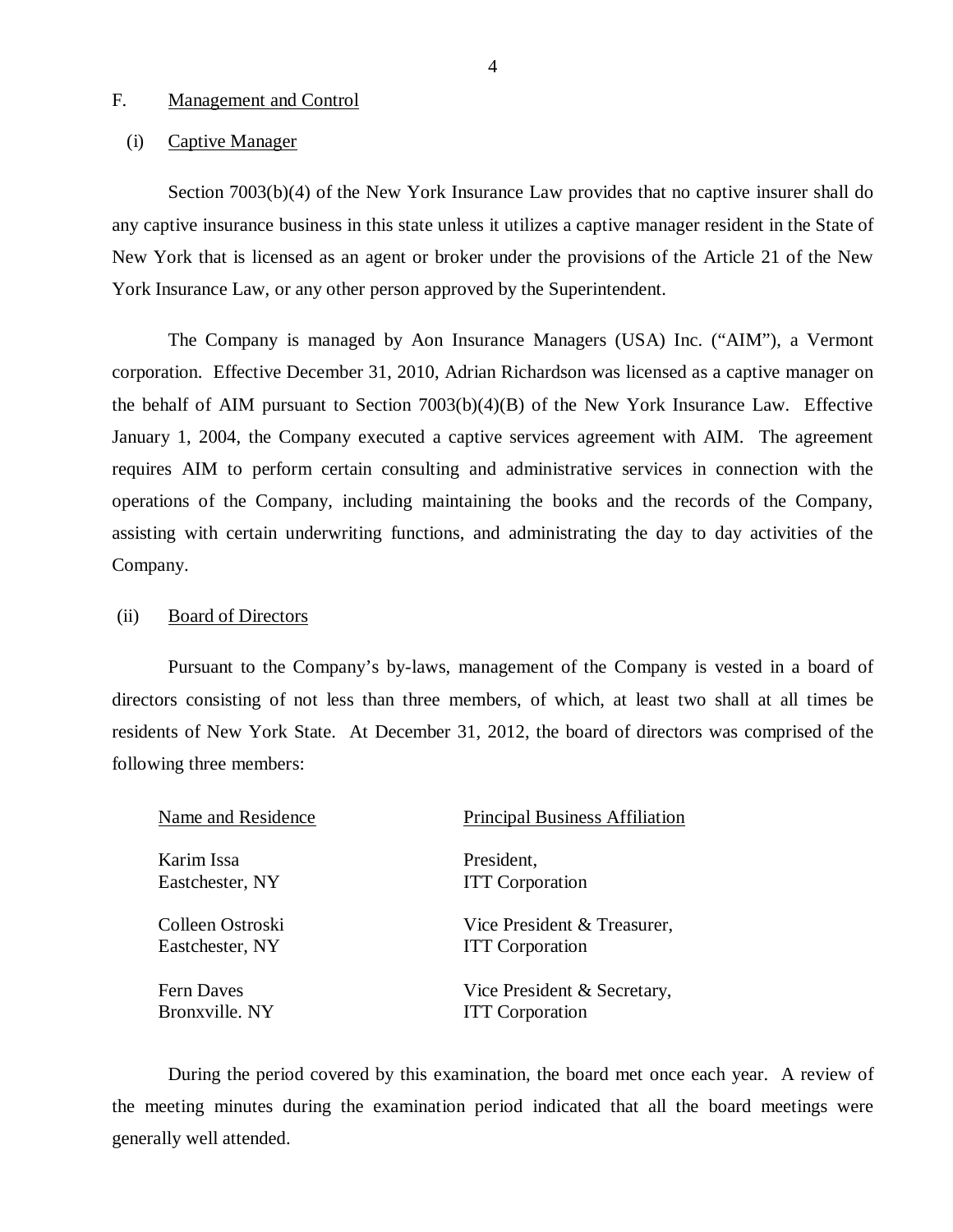## F. Management and Control

### (i) Captive Manager

Section 7003(b)(4) of the New York Insurance Law provides that no captive insurer shall do any captive insurance business in this state unless it utilizes a captive manager resident in the State of New York that is licensed as an agent or broker under the provisions of the Article 21 of the New York Insurance Law, or any other person approved by the Superintendent.

The Company is managed by Aon Insurance Managers (USA) Inc. ("AIM"), a Vermont corporation. Effective December 31, 2010, Adrian Richardson was licensed as a captive manager on the behalf of AIM pursuant to Section 7003(b)(4)(B) of the New York Insurance Law. Effective January 1, 2004, the Company executed a captive services agreement with AIM. The agreement requires AIM to perform certain consulting and administrative services in connection with the operations of the Company, including maintaining the books and the records of the Company, assisting with certain underwriting functions, and administrating the day to day activities of the Company.

### (ii) Board of Directors

Pursuant to the Company's by-laws, management of the Company is vested in a board of directors consisting of not less than three members, of which, at least two shall at all times be residents of New York State. At December 31, 2012, the board of directors was comprised of the following three members:

| Name and Residence | Principal Business Affiliation |
|---|---|
| Karim Issa<br>Eastchester, NY | President,<br>ITT Corporation |
| Colleen Ostroski<br>Eastchester, NY | Vice President & Treasurer,<br>ITT Corporation |
| Fern Daves<br>Bronxville. NY | Vice President & Secretary,<br>ITT Corporation |

During the period covered by this examination, the board met once each year. A review of the meeting minutes during the examination period indicated that all the board meetings were generally well attended.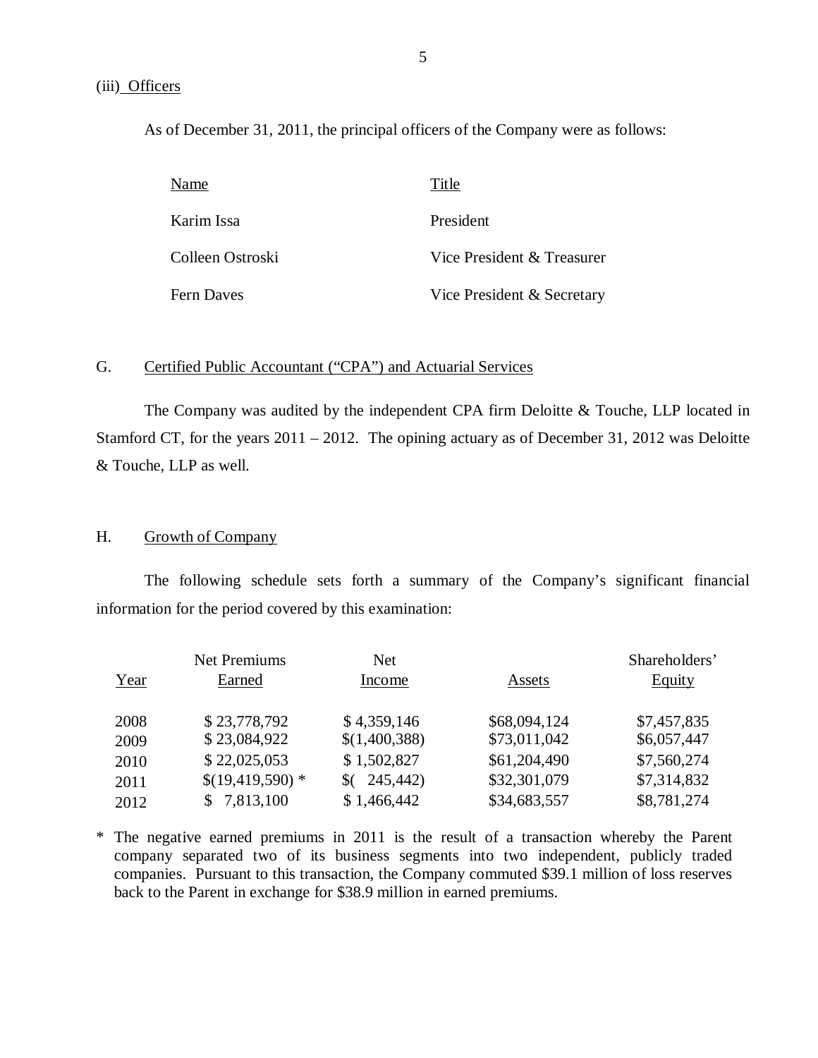(iii) Officers

As of December 31, 2011, the principal officers of the Company were as follows:

| Name | Title |
|---|---|
| Karim Issa | President |
| Colleen Ostroski | Vice President & Treasurer |
| Fern Daves | Vice President & Secretary |

## G. Certified Public Accountant ("CPA") and Actuarial Services

The Company was audited by the independent CPA firm Deloitte & Touche, LLP located in Stamford CT, for the years 2011 – 2012. The opining actuary as of December 31, 2012 was Deloitte & Touche, LLP as well.

## H. Growth of Company

The following schedule sets forth a summary of the Company's significant financial information for the period covered by this examination:

| Year | Net Premiums Earned | Net Income | Assets | Shareholders' Equity |
|---|---|---|---|---|
| 2008 | $ 23,778,792 | $ 4,359,146 | $68,094,124 | $7,457,835 |
| 2009 | $ 23,084,922 | $(1,400,388) | $73,011,042 | $6,057,447 |
| 2010 | $ 22,025,053 | $ 1,502,827 | $61,204,490 | $7,560,274 |
| 2011 | $(19,419,590) * | $( 245,442) | $32,301,079 | $7,314,832 |
| 2012 | $ 7,813,100 | $ 1,466,442 | $34,683,557 | $8,781,274 |

* The negative earned premiums in 2011 is the result of a transaction whereby the Parent company separated two of its business segments into two independent, publicly traded companies. Pursuant to this transaction, the Company commuted $39.1 million of loss reserves back to the Parent in exchange for $38.9 million in earned premiums.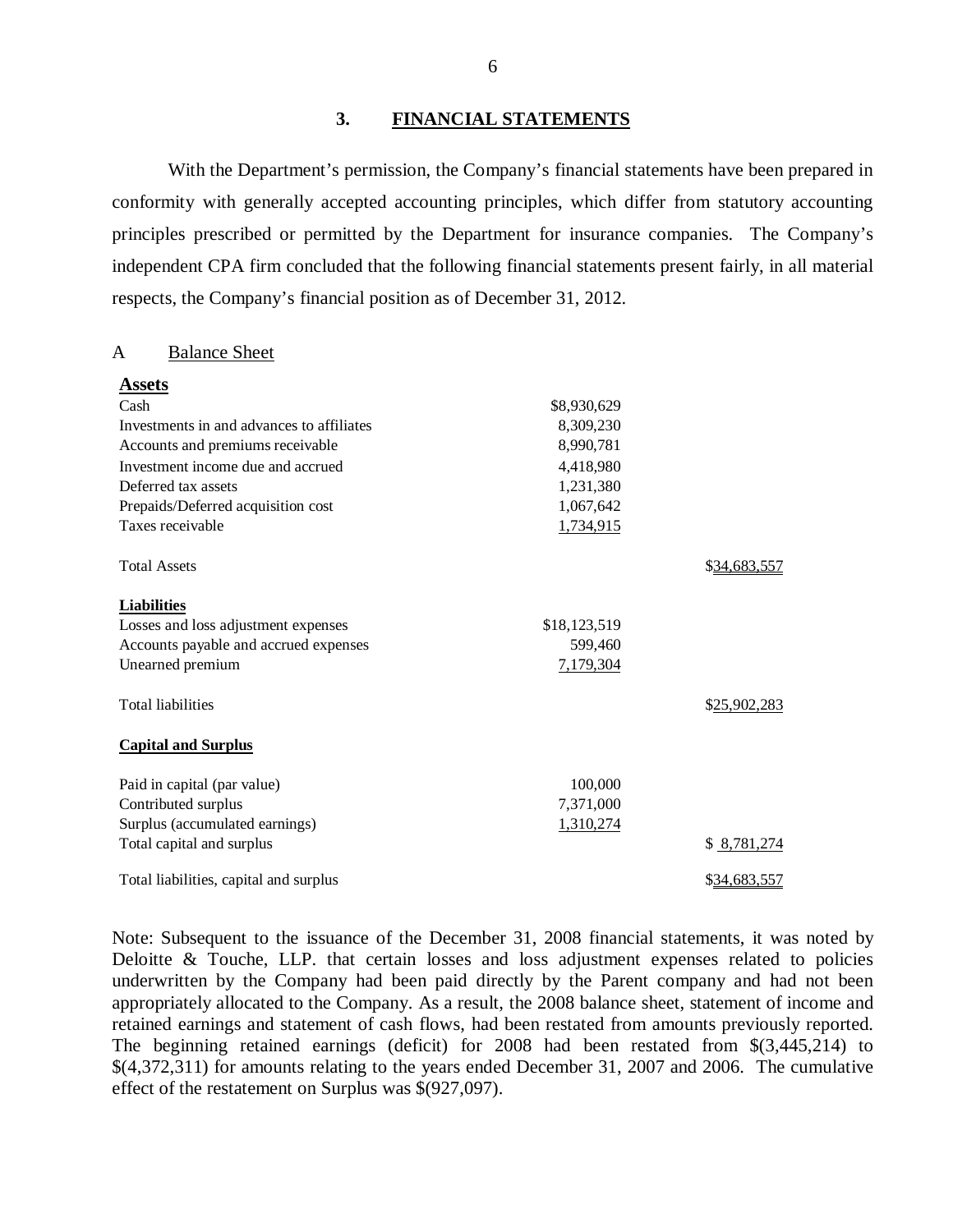## 3. FINANCIAL STATEMENTS

With the Department's permission, the Company's financial statements have been prepared in conformity with generally accepted accounting principles, which differ from statutory accounting principles prescribed or permitted by the Department for insurance companies. The Company's independent CPA firm concluded that the following financial statements present fairly, in all material respects, the Company's financial position as of December 31, 2012.

### A Balance Sheet

| | | |
|---|---|---|
| **Assets** | | |
| Cash | $8,930,629 | |
| Investments in and advances to affiliates | 8,309,230 | |
| Accounts and premiums receivable | 8,990,781 | |
| Investment income due and accrued | 4,418,980 | |
| Deferred tax assets | 1,231,380 | |
| Prepaids/Deferred acquisition cost | 1,067,642 | |
| Taxes receivable | 1,734,915 | |
| Total Assets | | $34,683,557 |
| **Liabilities** | | |
| Losses and loss adjustment expenses | $18,123,519 | |
| Accounts payable and accrued expenses | 599,460 | |
| Unearned premium | 7,179,304 | |
| Total liabilities | | $25,902,283 |
| **Capital and Surplus** | | |
| Paid in capital (par value) | 100,000 | |
| Contributed surplus | 7,371,000 | |
| Surplus (accumulated earnings) | 1,310,274 | |
| Total capital and surplus | | $ 8,781,274 |
| Total liabilities, capital and surplus | | $34,683,557 |

Note: Subsequent to the issuance of the December 31, 2008 financial statements, it was noted by Deloitte & Touche, LLP. that certain losses and loss adjustment expenses related to policies underwritten by the Company had been paid directly by the Parent company and had not been appropriately allocated to the Company. As a result, the 2008 balance sheet, statement of income and retained earnings and statement of cash flows, had been restated from amounts previously reported. The beginning retained earnings (deficit) for 2008 had been restated from $(3,445,214) to $(4,372,311) for amounts relating to the years ended December 31, 2007 and 2006. The cumulative effect of the restatement on Surplus was $(927,097).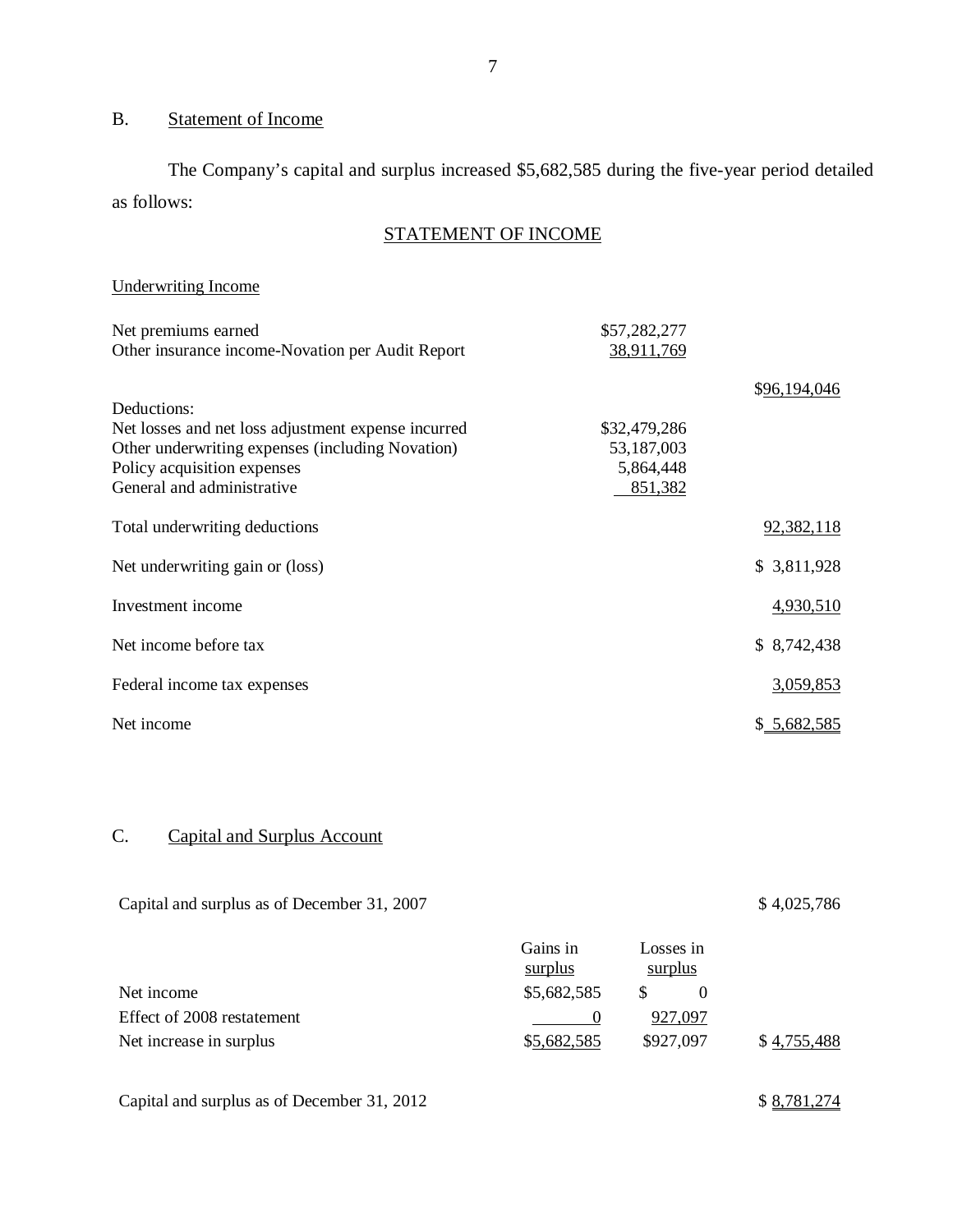## B. Statement of Income

The Company's capital and surplus increased $5,682,585 during the five-year period detailed as follows:

### STATEMENT OF INCOME

| Underwriting Income | | |
|---|---|---|
| Net premiums earned | $57,282,277 | |
| Other insurance income-Novation per Audit Report | 38,911,769 | |
| | | $96,194,046 |
| Deductions: | | |
| Net losses and net loss adjustment expense incurred | $32,479,286 | |
| Other underwriting expenses (including Novation) | 53,187,003 | |
| Policy acquisition expenses | 5,864,448 | |
| General and administrative | 851,382 | |
| Total underwriting deductions | | 92,382,118 |
| Net underwriting gain or (loss) | | $ 3,811,928 |
| Investment income | | 4,930,510 |
| Net income before tax | | $ 8,742,438 |
| Federal income tax expenses | | 3,059,853 |
| Net income | | $ 5,682,585 |

## C. Capital and Surplus Account

| | Gains in surplus | Losses in surplus | |
|---|---|---|---|
| Capital and surplus as of December 31, 2007 | | | $ 4,025,786 |
| Net income | $5,682,585 | $ 0 | |
| Effect of 2008 restatement | 0 | 927,097 | |
| Net increase in surplus | $5,682,585 | $927,097 | $ 4,755,488 |
| Capital and surplus as of December 31, 2012 | | | $ 8,781,274 |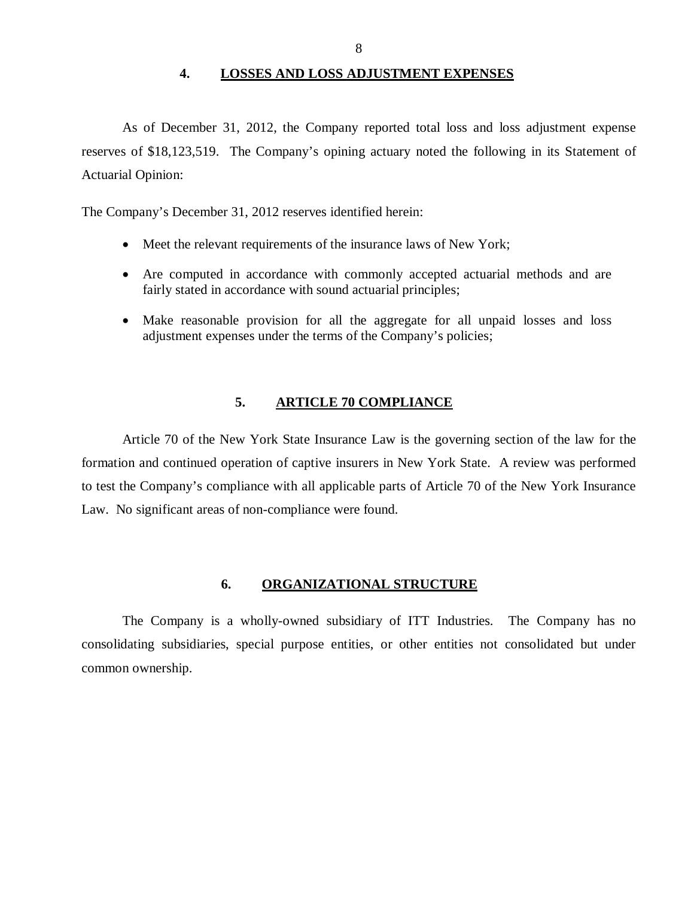## 4. LOSSES AND LOSS ADJUSTMENT EXPENSES

As of December 31, 2012, the Company reported total loss and loss adjustment expense reserves of $18,123,519. The Company's opining actuary noted the following in its Statement of Actuarial Opinion:

The Company's December 31, 2012 reserves identified herein:

- Meet the relevant requirements of the insurance laws of New York;
- Are computed in accordance with commonly accepted actuarial methods and are fairly stated in accordance with sound actuarial principles;
- Make reasonable provision for all the aggregate for all unpaid losses and loss adjustment expenses under the terms of the Company's policies;

## 5. ARTICLE 70 COMPLIANCE

Article 70 of the New York State Insurance Law is the governing section of the law for the formation and continued operation of captive insurers in New York State. A review was performed to test the Company's compliance with all applicable parts of Article 70 of the New York Insurance Law. No significant areas of non-compliance were found.

## 6. ORGANIZATIONAL STRUCTURE

The Company is a wholly-owned subsidiary of ITT Industries. The Company has no consolidating subsidiaries, special purpose entities, or other entities not consolidated but under common ownership.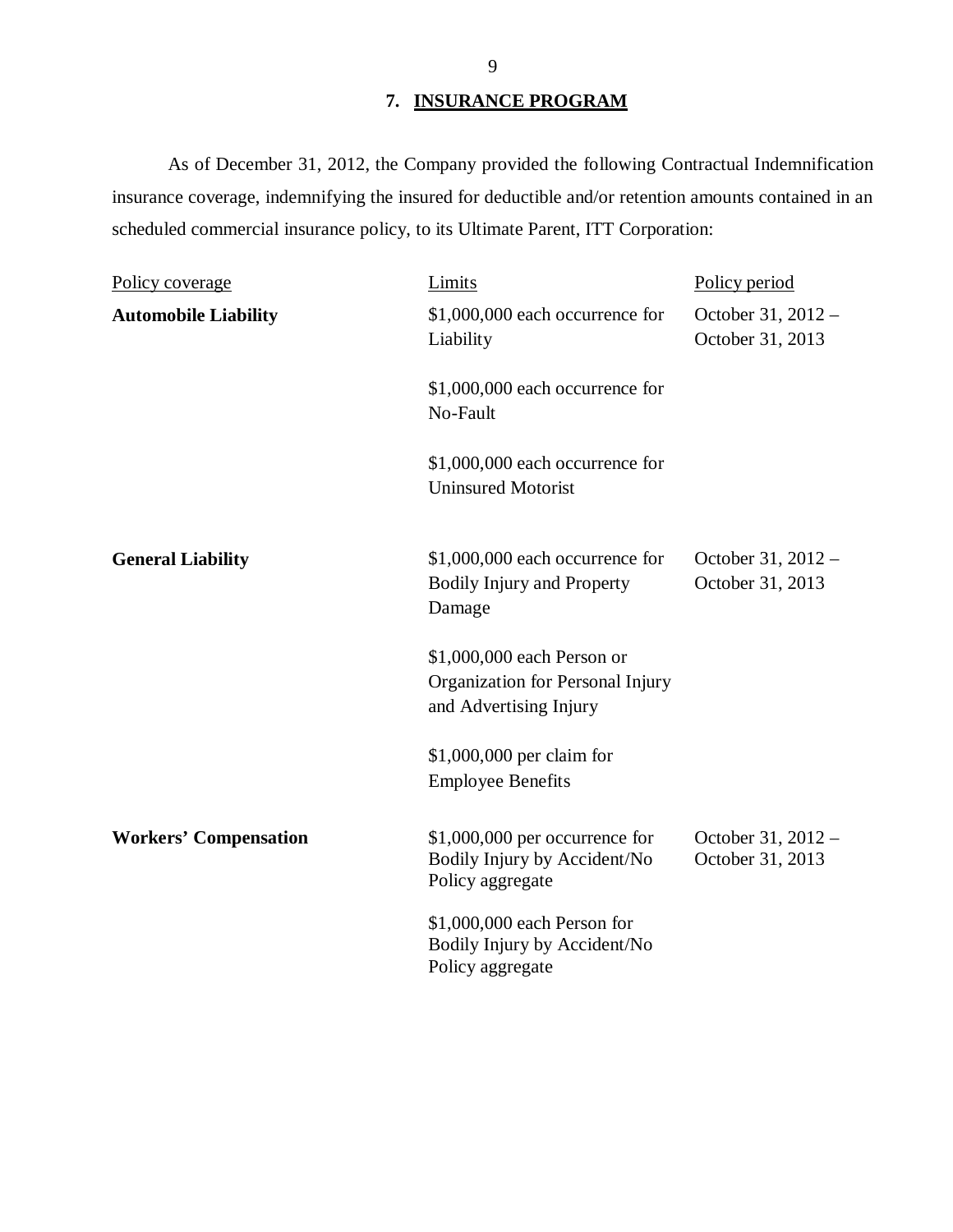## 7. INSURANCE PROGRAM

As of December 31, 2012, the Company provided the following Contractual Indemnification insurance coverage, indemnifying the insured for deductible and/or retention amounts contained in an scheduled commercial insurance policy, to its Ultimate Parent, ITT Corporation:

| Policy coverage | Limits | Policy period |
|---|---|---|
| **Automobile Liability** | $1,000,000 each occurrence for Liability | October 31, 2012 – October 31, 2013 |
| | $1,000,000 each occurrence for No-Fault | |
| | $1,000,000 each occurrence for Uninsured Motorist | |
| **General Liability** | $1,000,000 each occurrence for Bodily Injury and Property Damage | October 31, 2012 – October 31, 2013 |
| | $1,000,000 each Person or Organization for Personal Injury and Advertising Injury | |
| | $1,000,000 per claim for Employee Benefits | |
| **Workers' Compensation** | $1,000,000 per occurrence for Bodily Injury by Accident/No Policy aggregate | October 31, 2012 – October 31, 2013 |
| | $1,000,000 each Person for Bodily Injury by Accident/No Policy aggregate | |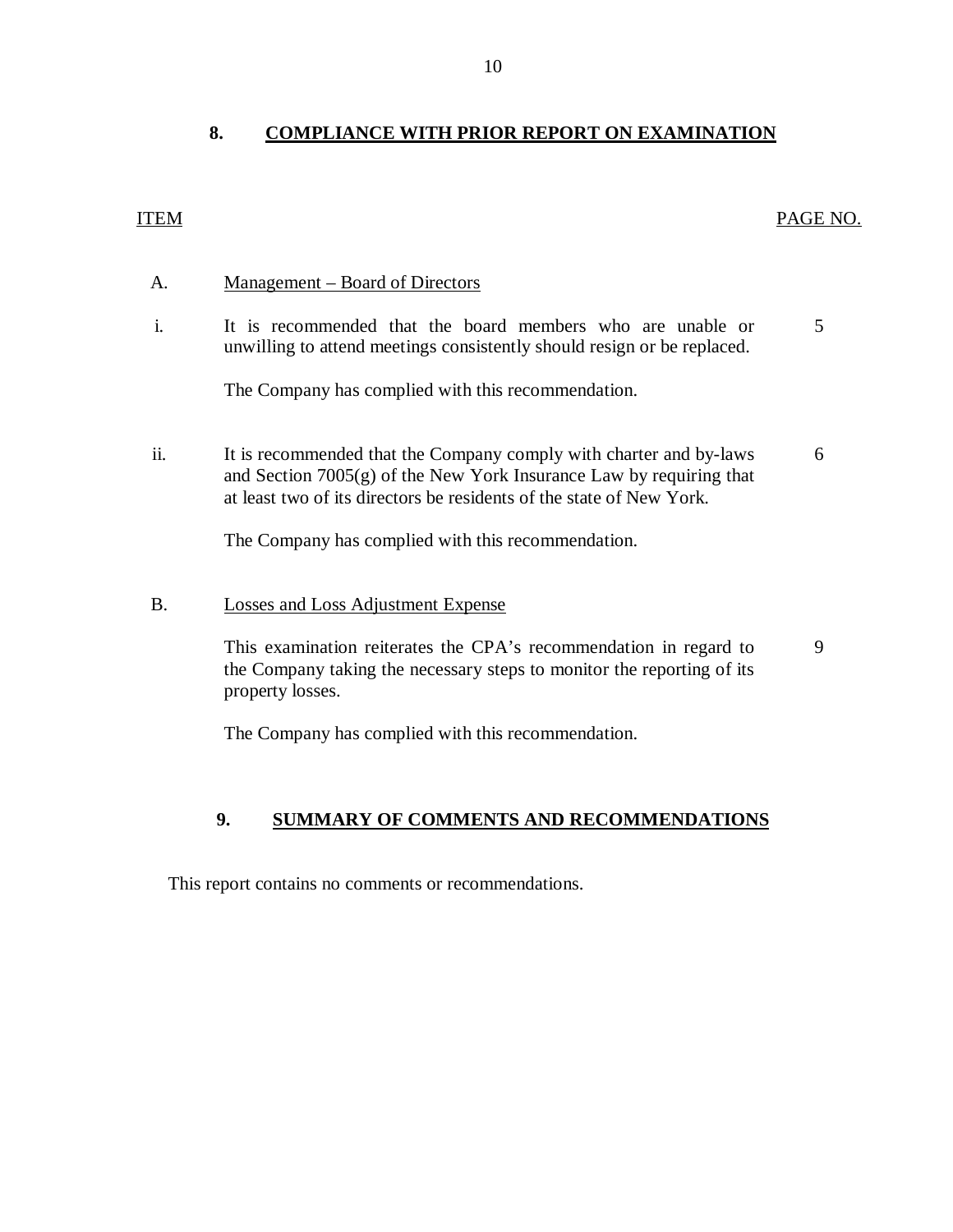## 8. COMPLIANCE WITH PRIOR REPORT ON EXAMINATION

| ITEM | | PAGE NO. |
|---|---|---|
| A. | Management – Board of Directors | |
| i. | It is recommended that the board members who are unable or unwilling to attend meetings consistently should resign or be replaced.<br><br>The Company has complied with this recommendation. | 5 |
| ii. | It is recommended that the Company comply with charter and by-laws and Section 7005(g) of the New York Insurance Law by requiring that at least two of its directors be residents of the state of New York.<br><br>The Company has complied with this recommendation. | 6 |
| B. | Losses and Loss Adjustment Expense | |
| | This examination reiterates the CPA's recommendation in regard to the Company taking the necessary steps to monitor the reporting of its property losses.<br><br>The Company has complied with this recommendation. | 9 |

## 9. SUMMARY OF COMMENTS AND RECOMMENDATIONS

This report contains no comments or recommendations.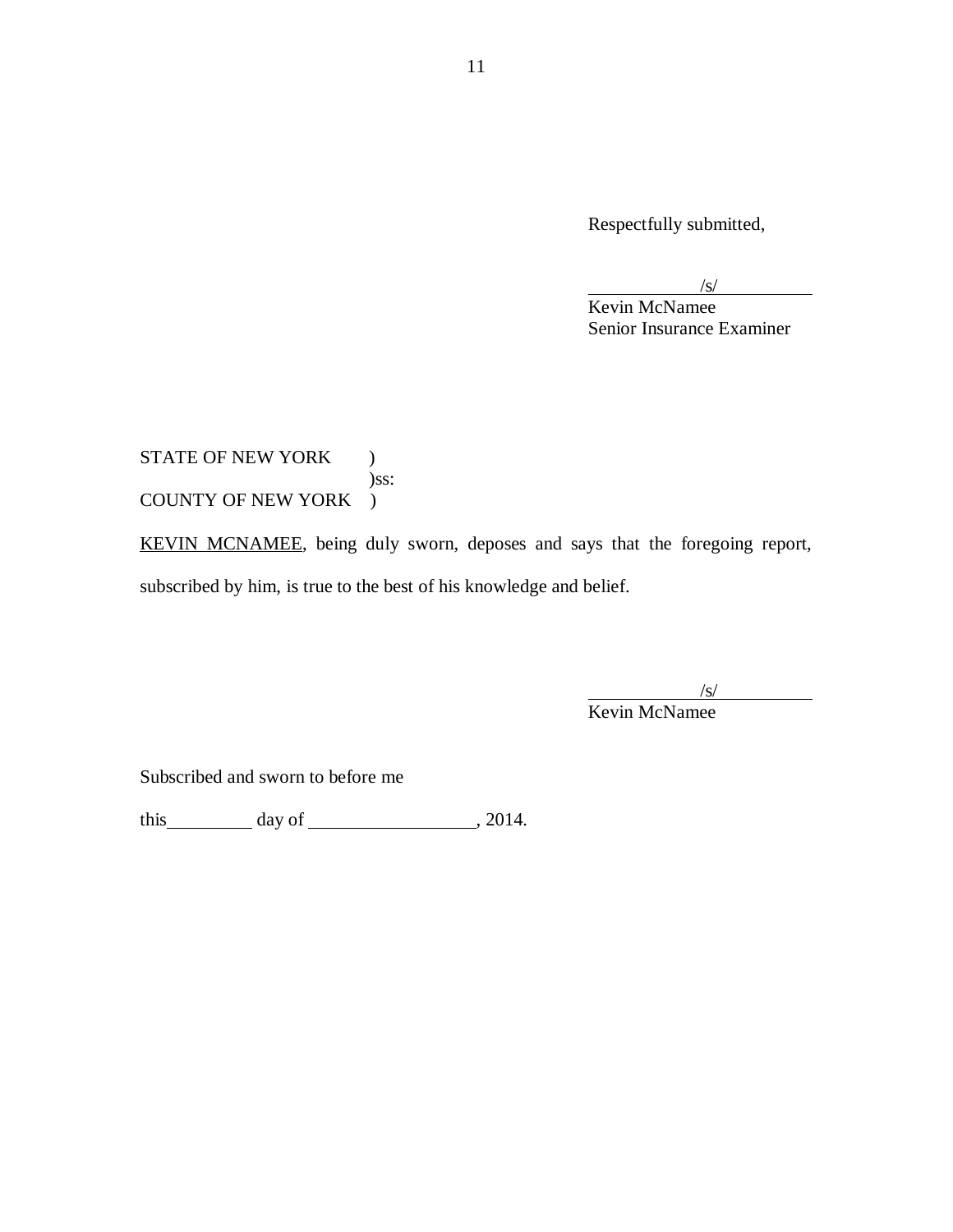Respectfully submitted,

/s/
Kevin McNamee
Senior Insurance Examiner

STATE OF NEW YORK )
)ss:
COUNTY OF NEW YORK )

KEVIN MCNAMEE, being duly sworn, deposes and says that the foregoing report, subscribed by him, is true to the best of his knowledge and belief.

/s/
Kevin McNamee

Subscribed and sworn to before me

this\_\_\_\_\_\_\_\_\_ day of \_\_\_\_\_\_\_\_\_\_\_\_\_\_\_\_\_, 2014.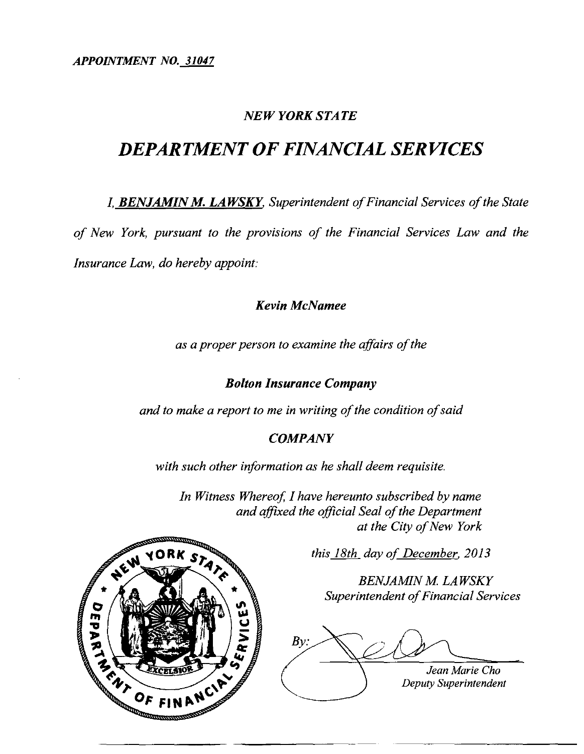*APPOINTMENT NO. 31047*

## *NEW YORK STATE*

# *DEPARTMENT OF FINANCIAL SERVICES*

*I, **BENJAMIN M. LAWSKY**, Superintendent of Financial Services of the State of New York, pursuant to the provisions of the Financial Services Law and the Insurance Law, do hereby appoint:*

***Kevin McNamee***

*as a proper person to examine the affairs of the*

***Bolton Insurance Company***

*and to make a report to me in writing of the condition of said*

***COMPANY***

*with such other information as he shall deem requisite.*

*In Witness Whereof, I have hereunto subscribed by name and affixed the official Seal of the Department at the City of New York*

*this 18th day of December, 2013*

*BENJAMIN M. LAWSKY*
*Superintendent of Financial Services*

*By:*

*Jean Marie Cho*
*Deputy Superintendent*